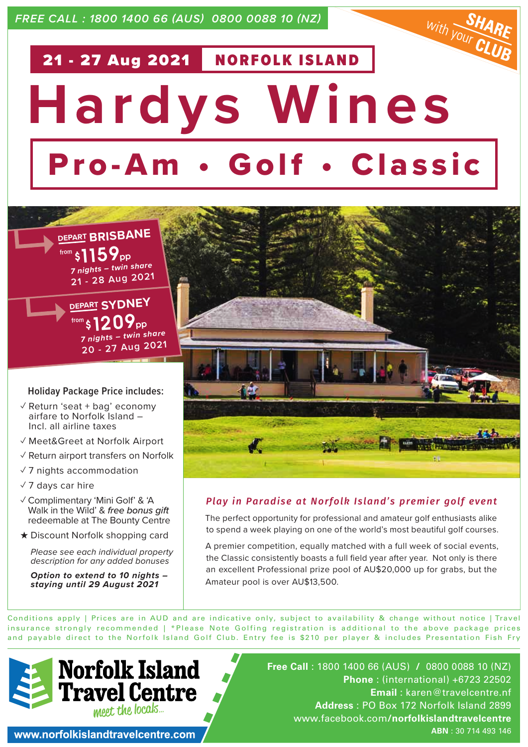FREE CALL : 1800 1400 66 (AUS) 0800 0088 10 (NZ)

SHARE With your CLUB

**21 - 27 Aug 2021** **NORFOLK ISLAND**

# Hardys Wines

## Pro-Am • Golf • Classic

**DEPART BRISBANE**
from **$1159pp**
*7 nights – twin share*
21 - 28 Aug 2021

**DEPART SYDNEY**
from **$1209pp**
*7 nights – twin share*
20 - 27 Aug 2021

### Holiday Package Price includes:

- ✓ Return 'seat + bag' economy airfare to Norfolk Island – Incl. all airline taxes
- ✓ Meet&Greet at Norfolk Airport
- ✓ Return airport transfers on Norfolk
- ✓ 7 nights accommodation
- ✓ 7 days car hire
- ✓ Complimentary 'Mini Golf' & 'A Walk in the Wild' & *free bonus gift* redeemable at The Bounty Centre
- ★ Discount Norfolk shopping card

*Please see each individual property description for any added bonuses*

***Option to extend to 10 nights – staying until 29 August 2021***

### *Play in Paradise at Norfolk Island's premier golf event*

The perfect opportunity for professional and amateur golf enthusiasts alike to spend a week playing on one of the world's most beautiful golf courses.

A premier competition, equally matched with a full week of social events, the Classic consistently boasts a full field year after year. Not only is there an excellent Professional prize pool of AU$20,000 up for grabs, but the Amateur pool is over AU$13,500.

Conditions apply | Prices are in AUD and are indicative only, subject to availability & change without notice | Travel insurance strongly recommended | *Please Note Golfing registration is additional to the above package prices and payable direct to the Norfolk Island Golf Club. Entry fee is $210 per player & includes Presentation Fish Fry

**Norfolk Island Travel Centre** *meet the locals...*

www.norfolkislandtravelcentre.com

**Free Call** : 1800 1400 66 (AUS) / 0800 0088 10 (NZ)
**Phone** : (international) +6723 22502
**Email** : karen@travelcentre.nf
**Address** : PO Box 172 Norfolk Island 2899
www.facebook.com/**norfolkislandtravelcentre**
**ABN** : 30 714 493 146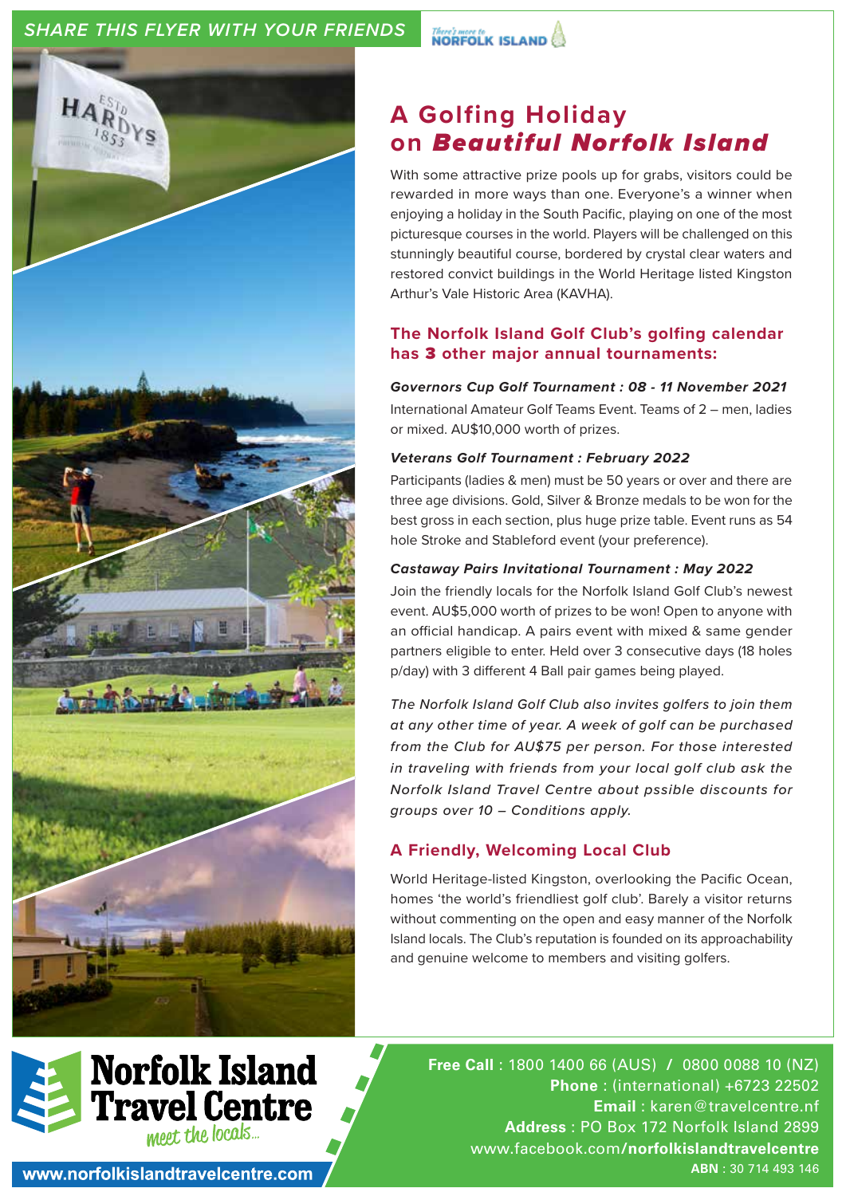SHARE THIS FLYER WITH YOUR FRIENDS

# A Golfing Holiday on *Beautiful Norfolk Island*

With some attractive prize pools up for grabs, visitors could be rewarded in more ways than one. Everyone's a winner when enjoying a holiday in the South Pacific, playing on one of the most picturesque courses in the world. Players will be challenged on this stunningly beautiful course, bordered by crystal clear waters and restored convict buildings in the World Heritage listed Kingston Arthur's Vale Historic Area (KAVHA).

## The Norfolk Island Golf Club's golfing calendar has 3 other major annual tournaments:

***Governors Cup Golf Tournament : 08 - 11 November 2021***

International Amateur Golf Teams Event. Teams of 2 – men, ladies or mixed. AU$10,000 worth of prizes.

***Veterans Golf Tournament : February 2022***

Participants (ladies & men) must be 50 years or over and there are three age divisions. Gold, Silver & Bronze medals to be won for the best gross in each section, plus huge prize table. Event runs as 54 hole Stroke and Stableford event (your preference).

***Castaway Pairs Invitational Tournament : May 2022***

Join the friendly locals for the Norfolk Island Golf Club's newest event. AU$5,000 worth of prizes to be won! Open to anyone with an official handicap. A pairs event with mixed & same gender partners eligible to enter. Held over 3 consecutive days (18 holes p/day) with 3 different 4 Ball pair games being played.

*The Norfolk Island Golf Club also invites golfers to join them at any other time of year. A week of golf can be purchased from the Club for AU$75 per person. For those interested in traveling with friends from your local golf club ask the Norfolk Island Travel Centre about pssible discounts for groups over 10 – Conditions apply.*

## A Friendly, Welcoming Local Club

World Heritage-listed Kingston, overlooking the Pacific Ocean, homes 'the world's friendliest golf club'. Barely a visitor returns without commenting on the open and easy manner of the Norfolk Island locals. The Club's reputation is founded on its approachability and genuine welcome to members and visiting golfers.

**Norfolk Island Travel Centre**
*meet the locals...*

**Free Call** : 1800 1400 66 (AUS) / 0800 0088 10 (NZ)
**Phone** : (international) +6723 22502
**Email** : karen@travelcentre.nf
**Address** : PO Box 172 Norfolk Island 2899
www.facebook.com/**norfolkislandtravelcentre**
**ABN** : 30 714 493 146

www.norfolkislandtravelcentre.com